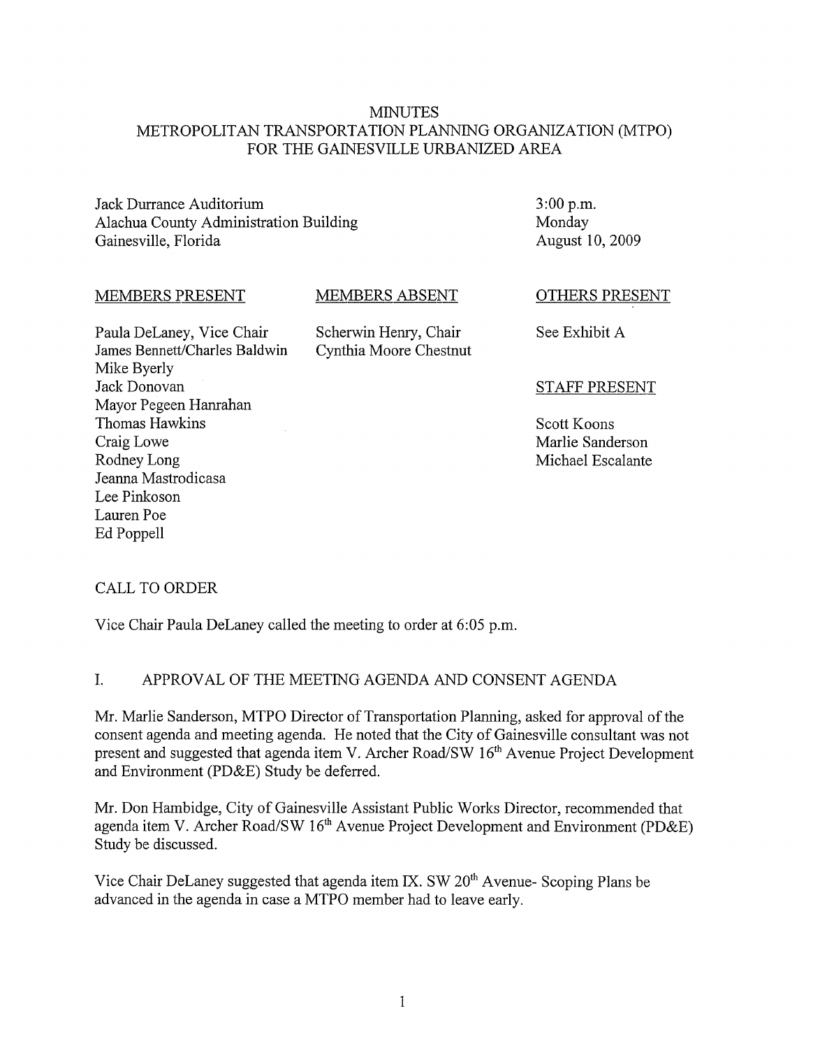# MINUTES
## METROPOLITAN TRANSPORTATION PLANNING ORGANIZATION (MTPO)
## FOR THE GAINESVILLE URBANIZED AREA

Jack Durrance Auditorium
Alachua County Administration Building
Gainesville, Florida

3:00 p.m.
Monday
August 10, 2009

| MEMBERS PRESENT | MEMBERS ABSENT | OTHERS PRESENT |
|---|---|---|
| Paula DeLaney, Vice Chair | Scherwin Henry, Chair | See Exhibit A |
| James Bennett/Charles Baldwin | Cynthia Moore Chestnut | |
| Mike Byerly | | |
| Jack Donovan | | **STAFF PRESENT** |
| Mayor Pegeen Hanrahan | | |
| Thomas Hawkins | | Scott Koons |
| Craig Lowe | | Marlie Sanderson |
| Rodney Long | | Michael Escalante |
| Jeanna Mastrodicasa | | |
| Lee Pinkoson | | |
| Lauren Poe | | |
| Ed Poppell | | |

## CALL TO ORDER

Vice Chair Paula DeLaney called the meeting to order at 6:05 p.m.

## I. APPROVAL OF THE MEETING AGENDA AND CONSENT AGENDA

Mr. Marlie Sanderson, MTPO Director of Transportation Planning, asked for approval of the consent agenda and meeting agenda. He noted that the City of Gainesville consultant was not present and suggested that agenda item V. Archer Road/SW 16th Avenue Project Development and Environment (PD&E) Study be deferred.

Mr. Don Hambidge, City of Gainesville Assistant Public Works Director, recommended that agenda item V. Archer Road/SW 16th Avenue Project Development and Environment (PD&E) Study be discussed.

Vice Chair DeLaney suggested that agenda item IX. SW 20th Avenue- Scoping Plans be advanced in the agenda in case a MTPO member had to leave early.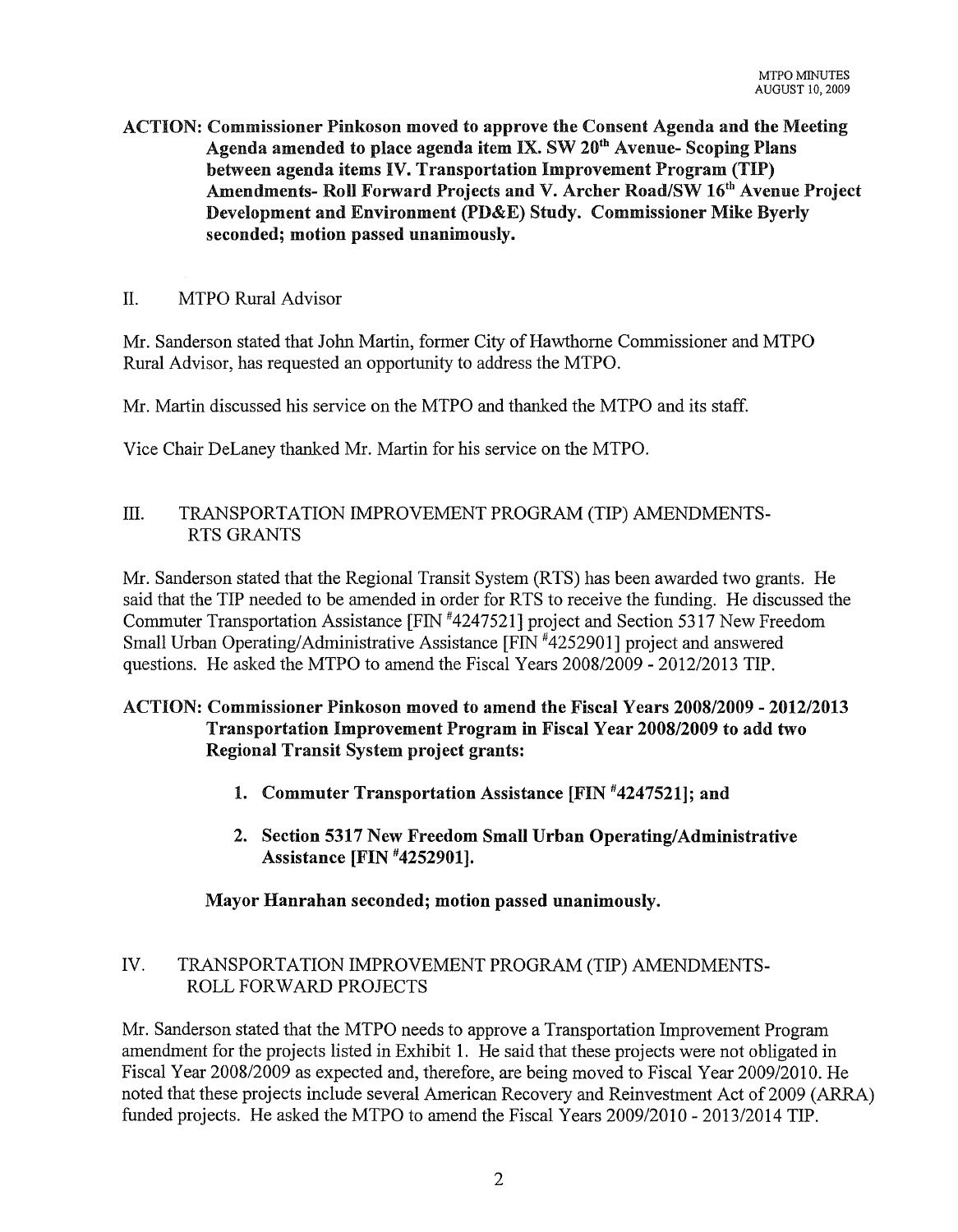**ACTION: Commissioner Pinkoson moved to approve the Consent Agenda and the Meeting Agenda amended to place agenda item IX. SW 20th Avenue- Scoping Plans between agenda items IV. Transportation Improvement Program (TIP) Amendments- Roll Forward Projects and V. Archer Road/SW 16th Avenue Project Development and Environment (PD&E) Study. Commissioner Mike Byerly seconded; motion passed unanimously.**

## II. MTPO Rural Advisor

Mr. Sanderson stated that John Martin, former City of Hawthorne Commissioner and MTPO Rural Advisor, has requested an opportunity to address the MTPO.

Mr. Martin discussed his service on the MTPO and thanked the MTPO and its staff.

Vice Chair DeLaney thanked Mr. Martin for his service on the MTPO.

## III. TRANSPORTATION IMPROVEMENT PROGRAM (TIP) AMENDMENTS- RTS GRANTS

Mr. Sanderson stated that the Regional Transit System (RTS) has been awarded two grants. He said that the TIP needed to be amended in order for RTS to receive the funding. He discussed the Commuter Transportation Assistance [FIN #4247521] project and Section 5317 New Freedom Small Urban Operating/Administrative Assistance [FIN #4252901] project and answered questions. He asked the MTPO to amend the Fiscal Years 2008/2009 - 2012/2013 TIP.

**ACTION: Commissioner Pinkoson moved to amend the Fiscal Years 2008/2009 - 2012/2013 Transportation Improvement Program in Fiscal Year 2008/2009 to add two Regional Transit System project grants:**

1. **Commuter Transportation Assistance [FIN #4247521]; and**

2. **Section 5317 New Freedom Small Urban Operating/Administrative Assistance [FIN #4252901].**

**Mayor Hanrahan seconded; motion passed unanimously.**

## IV. TRANSPORTATION IMPROVEMENT PROGRAM (TIP) AMENDMENTS- ROLL FORWARD PROJECTS

Mr. Sanderson stated that the MTPO needs to approve a Transportation Improvement Program amendment for the projects listed in Exhibit 1. He said that these projects were not obligated in Fiscal Year 2008/2009 as expected and, therefore, are being moved to Fiscal Year 2009/2010. He noted that these projects include several American Recovery and Reinvestment Act of 2009 (ARRA) funded projects. He asked the MTPO to amend the Fiscal Years 2009/2010 - 2013/2014 TIP.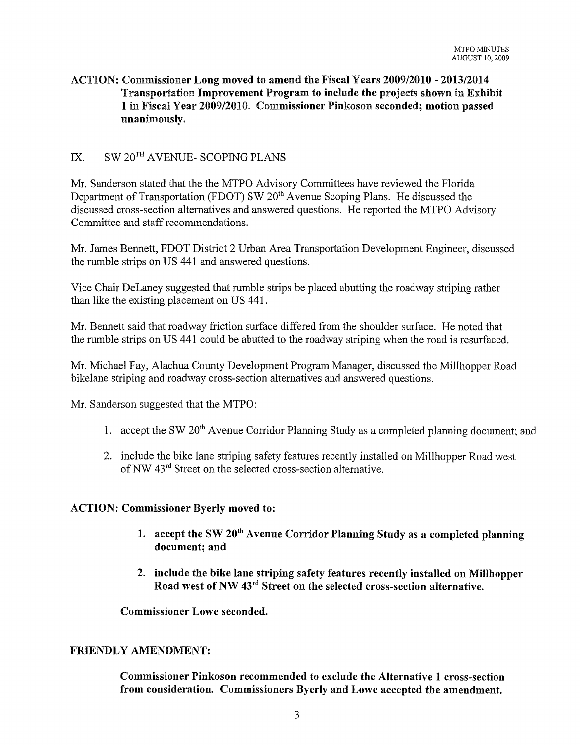**ACTION: Commissioner Long moved to amend the Fiscal Years 2009/2010 - 2013/2014 Transportation Improvement Program to include the projects shown in Exhibit 1 in Fiscal Year 2009/2010. Commissioner Pinkoson seconded; motion passed unanimously.**

## IX. SW 20TH AVENUE- SCOPING PLANS

Mr. Sanderson stated that the the MTPO Advisory Committees have reviewed the Florida Department of Transportation (FDOT) SW 20th Avenue Scoping Plans. He discussed the discussed cross-section alternatives and answered questions. He reported the MTPO Advisory Committee and staff recommendations.

Mr. James Bennett, FDOT District 2 Urban Area Transportation Development Engineer, discussed the rumble strips on US 441 and answered questions.

Vice Chair DeLaney suggested that rumble strips be placed abutting the roadway striping rather than like the existing placement on US 441.

Mr. Bennett said that roadway friction surface differed from the shoulder surface. He noted that the rumble strips on US 441 could be abutted to the roadway striping when the road is resurfaced.

Mr. Michael Fay, Alachua County Development Program Manager, discussed the Millhopper Road bikelane striping and roadway cross-section alternatives and answered questions.

Mr. Sanderson suggested that the MTPO:

1. accept the SW 20th Avenue Corridor Planning Study as a completed planning document; and
2. include the bike lane striping safety features recently installed on Millhopper Road west of NW 43rd Street on the selected cross-section alternative.

**ACTION: Commissioner Byerly moved to:**

1. **accept the SW 20th Avenue Corridor Planning Study as a completed planning document; and**
2. **include the bike lane striping safety features recently installed on Millhopper Road west of NW 43rd Street on the selected cross-section alternative.**

**Commissioner Lowe seconded.**

**FRIENDLY AMENDMENT:**

**Commissioner Pinkoson recommended to exclude the Alternative 1 cross-section from consideration. Commissioners Byerly and Lowe accepted the amendment.**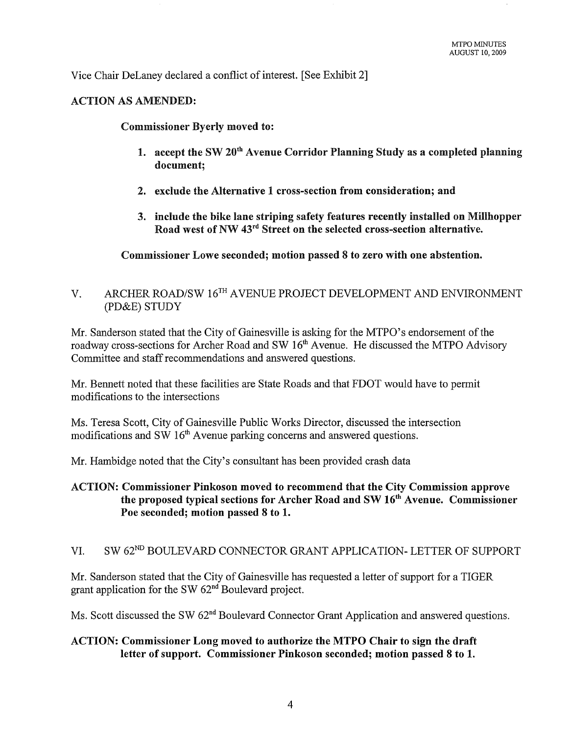Vice Chair DeLaney declared a conflict of interest. [See Exhibit 2]

**ACTION AS AMENDED:**

**Commissioner Byerly moved to:**

1. **accept the SW 20th Avenue Corridor Planning Study as a completed planning document;**
2. **exclude the Alternative 1 cross-section from consideration; and**
3. **include the bike lane striping safety features recently installed on Millhopper Road west of NW 43rd Street on the selected cross-section alternative.**

**Commissioner Lowe seconded; motion passed 8 to zero with one abstention.**

## V. ARCHER ROAD/SW 16TH AVENUE PROJECT DEVELOPMENT AND ENVIRONMENT (PD&E) STUDY

Mr. Sanderson stated that the City of Gainesville is asking for the MTPO's endorsement of the roadway cross-sections for Archer Road and SW 16th Avenue. He discussed the MTPO Advisory Committee and staff recommendations and answered questions.

Mr. Bennett noted that these facilities are State Roads and that FDOT would have to permit modifications to the intersections

Ms. Teresa Scott, City of Gainesville Public Works Director, discussed the intersection modifications and SW 16th Avenue parking concerns and answered questions.

Mr. Hambidge noted that the City's consultant has been provided crash data

**ACTION: Commissioner Pinkoson moved to recommend that the City Commission approve the proposed typical sections for Archer Road and SW 16th Avenue. Commissioner Poe seconded; motion passed 8 to 1.**

## VI. SW 62ND BOULEVARD CONNECTOR GRANT APPLICATION- LETTER OF SUPPORT

Mr. Sanderson stated that the City of Gainesville has requested a letter of support for a TIGER grant application for the SW 62nd Boulevard project.

Ms. Scott discussed the SW 62nd Boulevard Connector Grant Application and answered questions.

**ACTION: Commissioner Long moved to authorize the MTPO Chair to sign the draft letter of support. Commissioner Pinkoson seconded; motion passed 8 to 1.**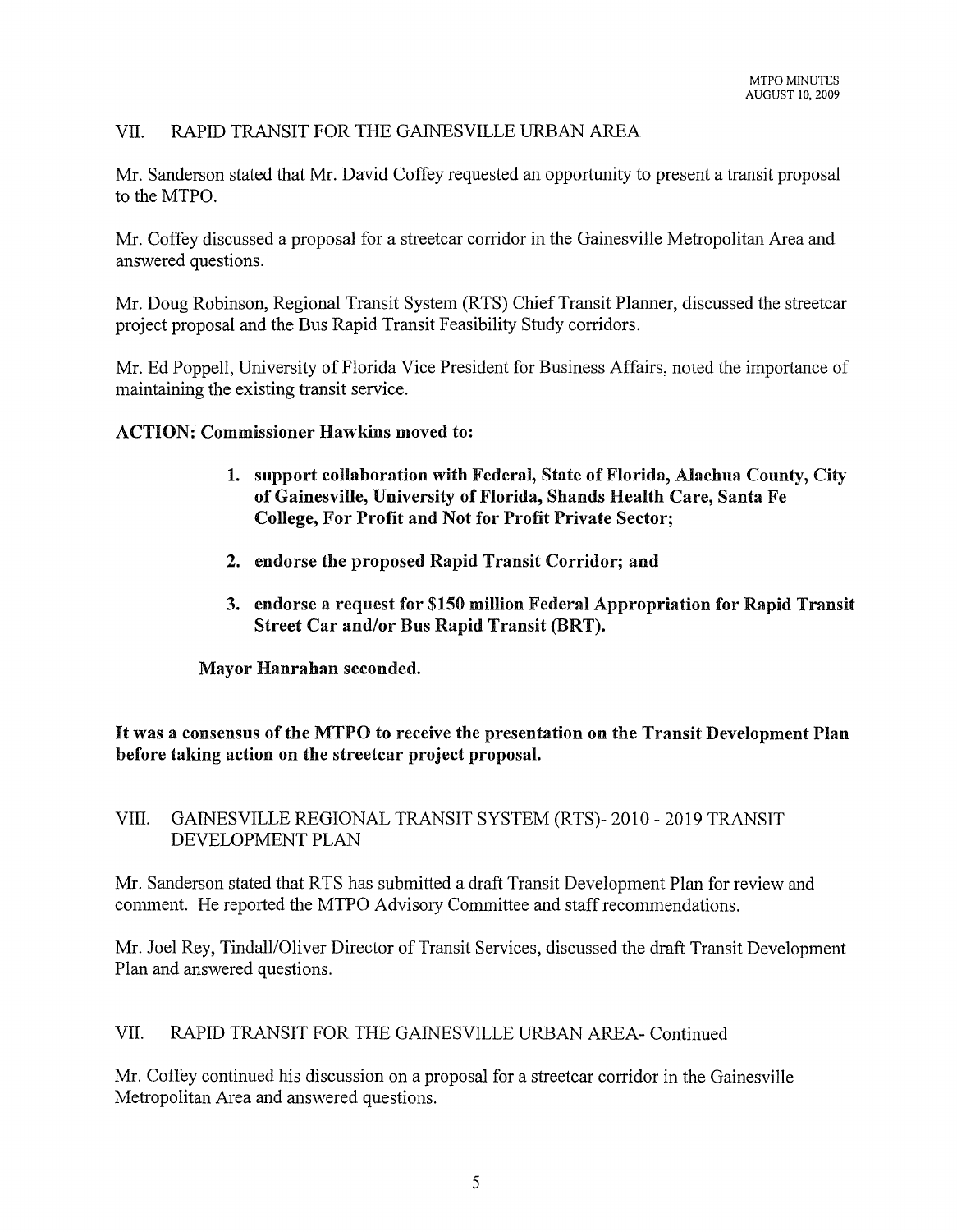## VII. RAPID TRANSIT FOR THE GAINESVILLE URBAN AREA

Mr. Sanderson stated that Mr. David Coffey requested an opportunity to present a transit proposal to the MTPO.

Mr. Coffey discussed a proposal for a streetcar corridor in the Gainesville Metropolitan Area and answered questions.

Mr. Doug Robinson, Regional Transit System (RTS) Chief Transit Planner, discussed the streetcar project proposal and the Bus Rapid Transit Feasibility Study corridors.

Mr. Ed Poppell, University of Florida Vice President for Business Affairs, noted the importance of maintaining the existing transit service.

**ACTION: Commissioner Hawkins moved to:**

1. **support collaboration with Federal, State of Florida, Alachua County, City of Gainesville, University of Florida, Shands Health Care, Santa Fe College, For Profit and Not for Profit Private Sector;**
2. **endorse the proposed Rapid Transit Corridor; and**
3. **endorse a request for $150 million Federal Appropriation for Rapid Transit Street Car and/or Bus Rapid Transit (BRT).**

**Mayor Hanrahan seconded.**

**It was a consensus of the MTPO to receive the presentation on the Transit Development Plan before taking action on the streetcar project proposal.**

## VIII. GAINESVILLE REGIONAL TRANSIT SYSTEM (RTS)- 2010 - 2019 TRANSIT DEVELOPMENT PLAN

Mr. Sanderson stated that RTS has submitted a draft Transit Development Plan for review and comment. He reported the MTPO Advisory Committee and staff recommendations.

Mr. Joel Rey, Tindall/Oliver Director of Transit Services, discussed the draft Transit Development Plan and answered questions.

## VII. RAPID TRANSIT FOR THE GAINESVILLE URBAN AREA- Continued

Mr. Coffey continued his discussion on a proposal for a streetcar corridor in the Gainesville Metropolitan Area and answered questions.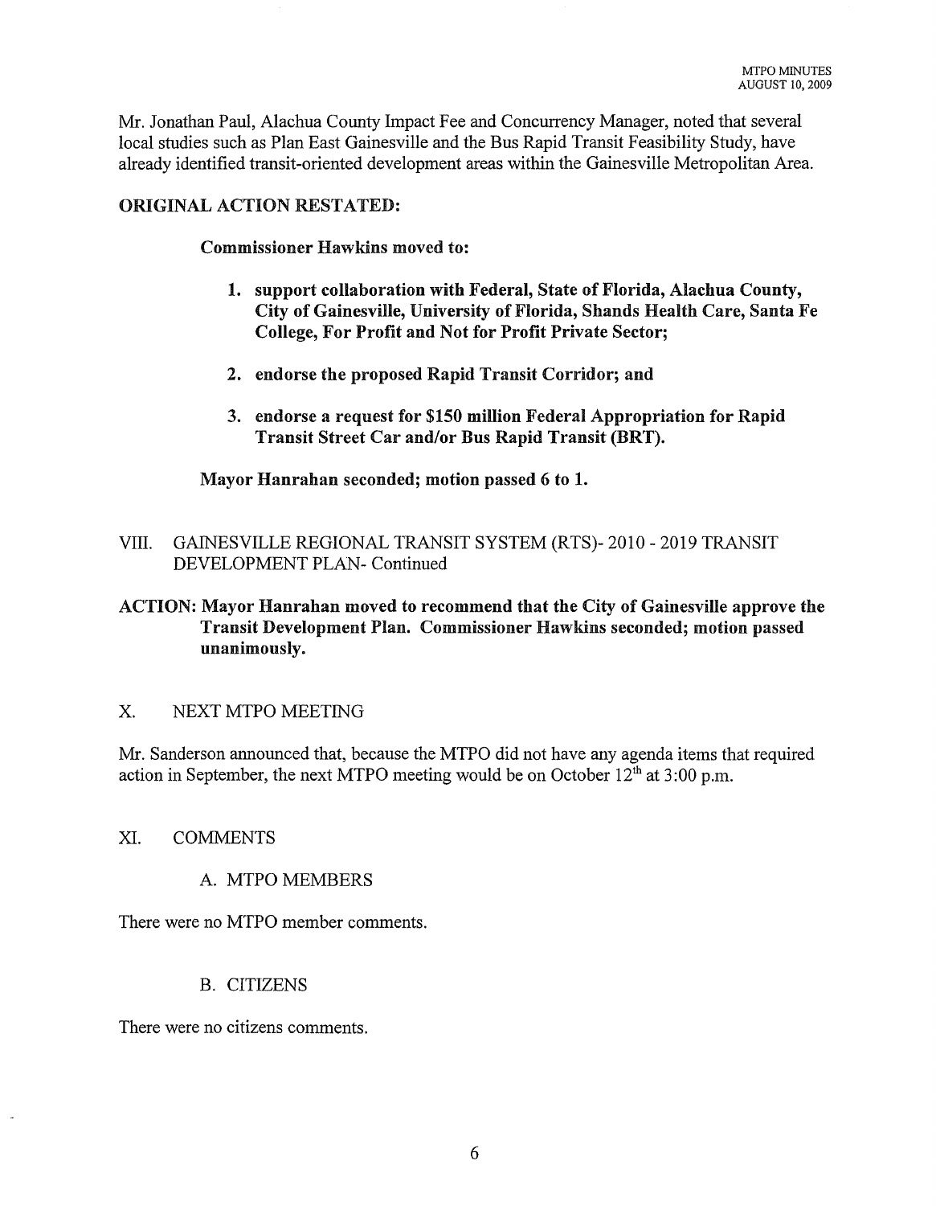Mr. Jonathan Paul, Alachua County Impact Fee and Concurrency Manager, noted that several local studies such as Plan East Gainesville and the Bus Rapid Transit Feasibility Study, have already identified transit-oriented development areas within the Gainesville Metropolitan Area.

**ORIGINAL ACTION RESTATED:**

**Commissioner Hawkins moved to:**

1. **support collaboration with Federal, State of Florida, Alachua County, City of Gainesville, University of Florida, Shands Health Care, Santa Fe College, For Profit and Not for Profit Private Sector;**

2. **endorse the proposed Rapid Transit Corridor; and**

3. **endorse a request for $150 million Federal Appropriation for Rapid Transit Street Car and/or Bus Rapid Transit (BRT).**

**Mayor Hanrahan seconded; motion passed 6 to 1.**

VIII. GAINESVILLE REGIONAL TRANSIT SYSTEM (RTS)- 2010 - 2019 TRANSIT DEVELOPMENT PLAN- Continued

**ACTION: Mayor Hanrahan moved to recommend that the City of Gainesville approve the Transit Development Plan. Commissioner Hawkins seconded; motion passed unanimously.**

X. NEXT MTPO MEETING

Mr. Sanderson announced that, because the MTPO did not have any agenda items that required action in September, the next MTPO meeting would be on October 12th at 3:00 p.m.

XI. COMMENTS

A. MTPO MEMBERS

There were no MTPO member comments.

B. CITIZENS

There were no citizens comments.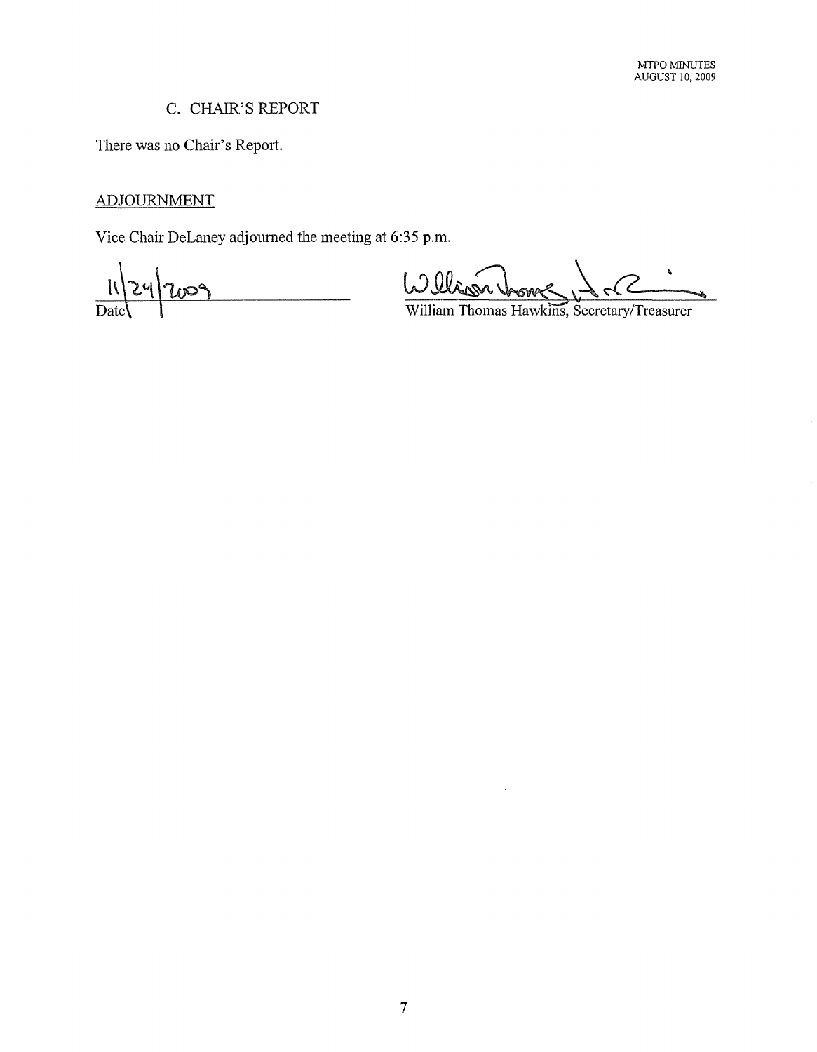## C. CHAIR'S REPORT

There was no Chair's Report.

ADJOURNMENT

Vice Chair DeLaney adjourned the meeting at 6:35 p.m.

11/24/2009
Date

William Thomas Hawkins, Secretary/Treasurer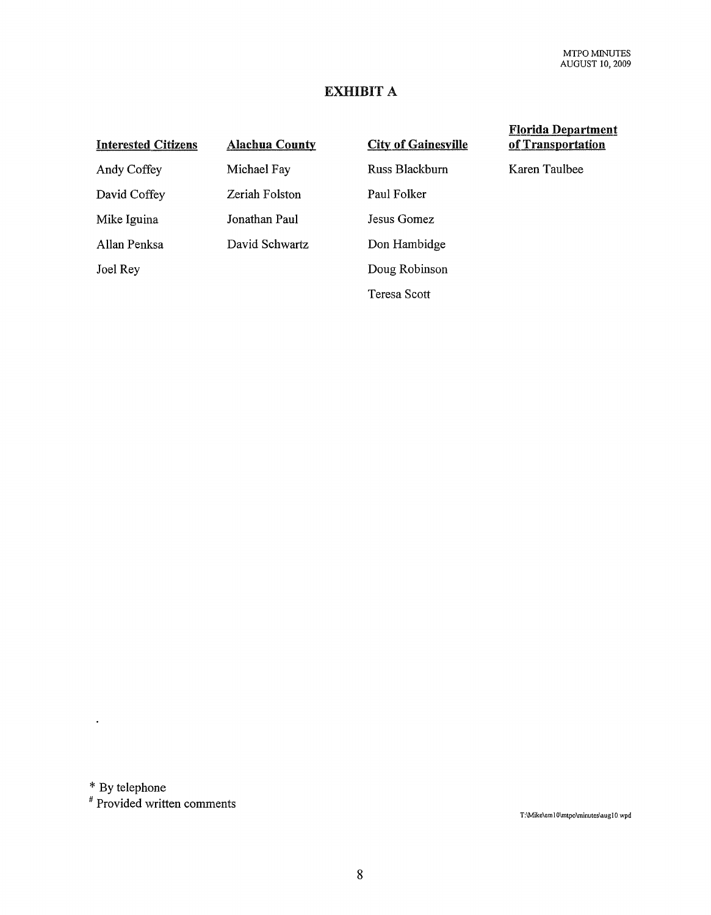# EXHIBIT A

| Interested Citizens | Alachua County | City of Gainesville | Florida Department of Transportation |
|---|---|---|---|
| Andy Coffey | Michael Fay | Russ Blackburn | Karen Taulbee |
| David Coffey | Zeriah Folston | Paul Folker | |
| Mike Iguina | Jonathan Paul | Jesus Gomez | |
| Allan Penksa | David Schwartz | Don Hambidge | |
| Joel Rey | | Doug Robinson | |
| | | Teresa Scott | |

\* By telephone

\# Provided written comments

T:\Mike\em10\mtpo\minutes\aug10 wpd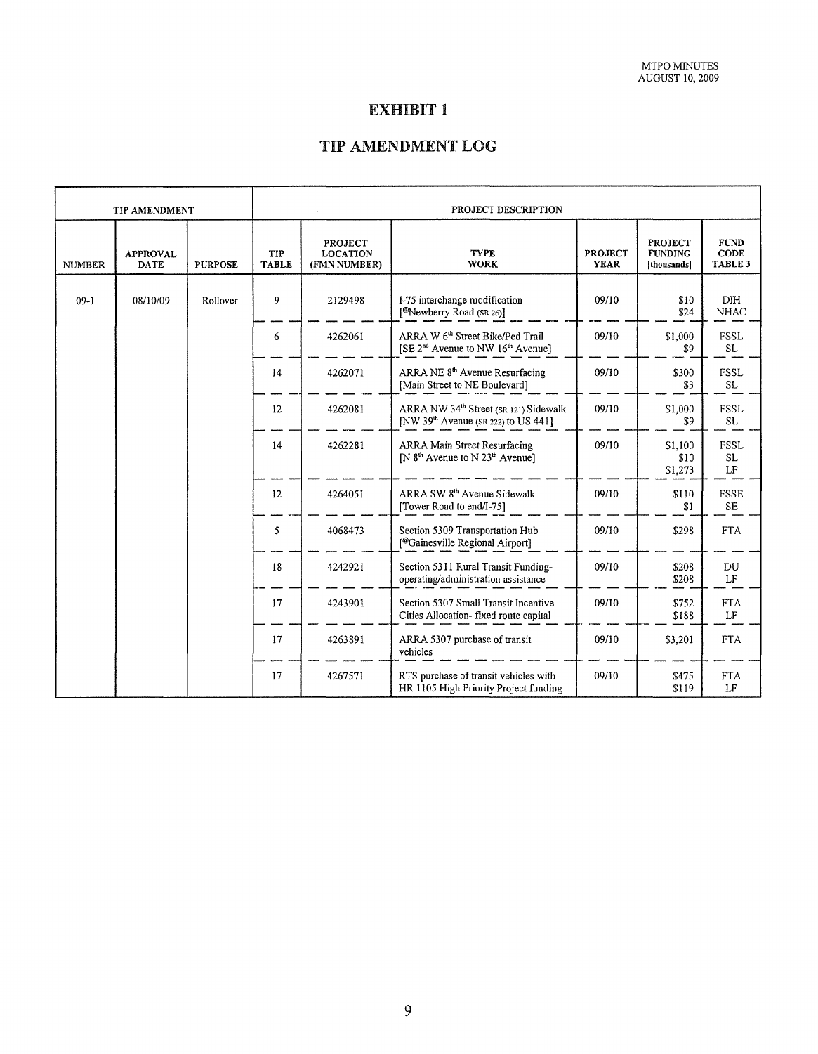# EXHIBIT 1

## TIP AMENDMENT LOG

| TIP AMENDMENT | | | PROJECT DESCRIPTION | | | | | |
|---|---|---|---|---|---|---|---|---|
| **NUMBER** | **APPROVAL DATE** | **PURPOSE** | **TIP TABLE** | **PROJECT LOCATION (FMN NUMBER)** | **TYPE WORK** | **PROJECT YEAR** | **PROJECT FUNDING [thousands]** | **FUND CODE TABLE 3** |
| 09-1 | 08/10/09 | Rollover | 9 | 2129498 | I-75 interchange modification [@Newberry Road (SR 26)] | 09/10 | $10<br>$24 | DIH<br>NHAC |
| | | | 6 | 4262061 | ARRA W 6th Street Bike/Ped Trail [SE 2nd Avenue to NW 16th Avenue] | 09/10 | $1,000<br>$9 | FSSL<br>SL |
| | | | 14 | 4262071 | ARRA NE 8th Avenue Resurfacing [Main Street to NE Boulevard] | 09/10 | $300<br>$3 | FSSL<br>SL |
| | | | 12 | 4262081 | ARRA NW 34th Street (SR 121) Sidewalk [NW 39th Avenue (SR 222) to US 441] | 09/10 | $1,000<br>$9 | FSSL<br>SL |
| | | | 14 | 4262281 | ARRA Main Street Resurfacing [N 8th Avenue to N 23th Avenue] | 09/10 | $1,100<br>$10<br>$1,273 | FSSL<br>SL<br>LF |
| | | | 12 | 4264051 | ARRA SW 8th Avenue Sidewalk [Tower Road to end/I-75] | 09/10 | $110<br>$1 | FSSE<br>SE |
| | | | 5 | 4068473 | Section 5309 Transportation Hub [@Gainesville Regional Airport] | 09/10 | $298 | FTA |
| | | | 18 | 4242921 | Section 5311 Rural Transit Funding- operating/administration assistance | 09/10 | $208<br>$208 | DU<br>LF |
| | | | 17 | 4243901 | Section 5307 Small Transit Incentive Cities Allocation- fixed route capital | 09/10 | $752<br>$188 | FTA<br>LF |
| | | | 17 | 4263891 | ARRA 5307 purchase of transit vehicles | 09/10 | $3,201 | FTA |
| | | | 17 | 4267571 | RTS purchase of transit vehicles with HR 1105 High Priority Project funding | 09/10 | $475<br>$119 | FTA<br>LF |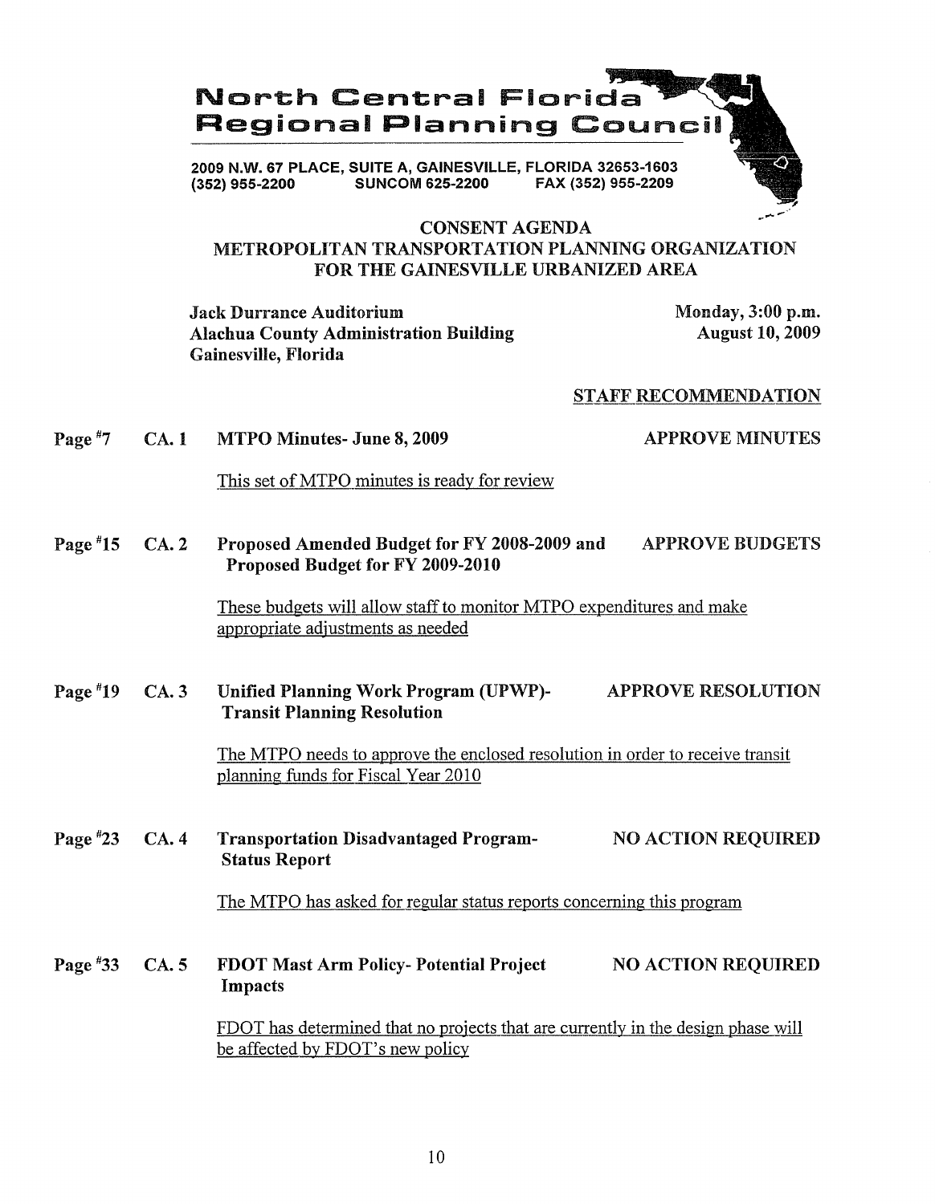# North Central Florida Regional Planning Council

2009 N.W. 67 PLACE, SUITE A, GAINESVILLE, FLORIDA 32653-1603
(352) 955-2200 SUNCOM 625-2200 FAX (352) 955-2209

## CONSENT AGENDA
## METROPOLITAN TRANSPORTATION PLANNING ORGANIZATION FOR THE GAINESVILLE URBANIZED AREA

**Jack Durrance Auditorium**
**Alachua County Administration Building**
**Gainesville, Florida**

**Monday, 3:00 p.m.**
**August 10, 2009**

**STAFF RECOMMENDATION**

**Page #7 CA. 1 MTPO Minutes- June 8, 2009** — **APPROVE MINUTES**

This set of MTPO minutes is ready for review

**Page #15 CA. 2 Proposed Amended Budget for FY 2008-2009 and Proposed Budget for FY 2009-2010** — **APPROVE BUDGETS**

These budgets will allow staff to monitor MTPO expenditures and make appropriate adjustments as needed

**Page #19 CA. 3 Unified Planning Work Program (UPWP)- Transit Planning Resolution** — **APPROVE RESOLUTION**

The MTPO needs to approve the enclosed resolution in order to receive transit planning funds for Fiscal Year 2010

**Page #23 CA. 4 Transportation Disadvantaged Program- Status Report** — **NO ACTION REQUIRED**

The MTPO has asked for regular status reports concerning this program

**Page #33 CA. 5 FDOT Mast Arm Policy- Potential Project Impacts** — **NO ACTION REQUIRED**

FDOT has determined that no projects that are currently in the design phase will be affected by FDOT's new policy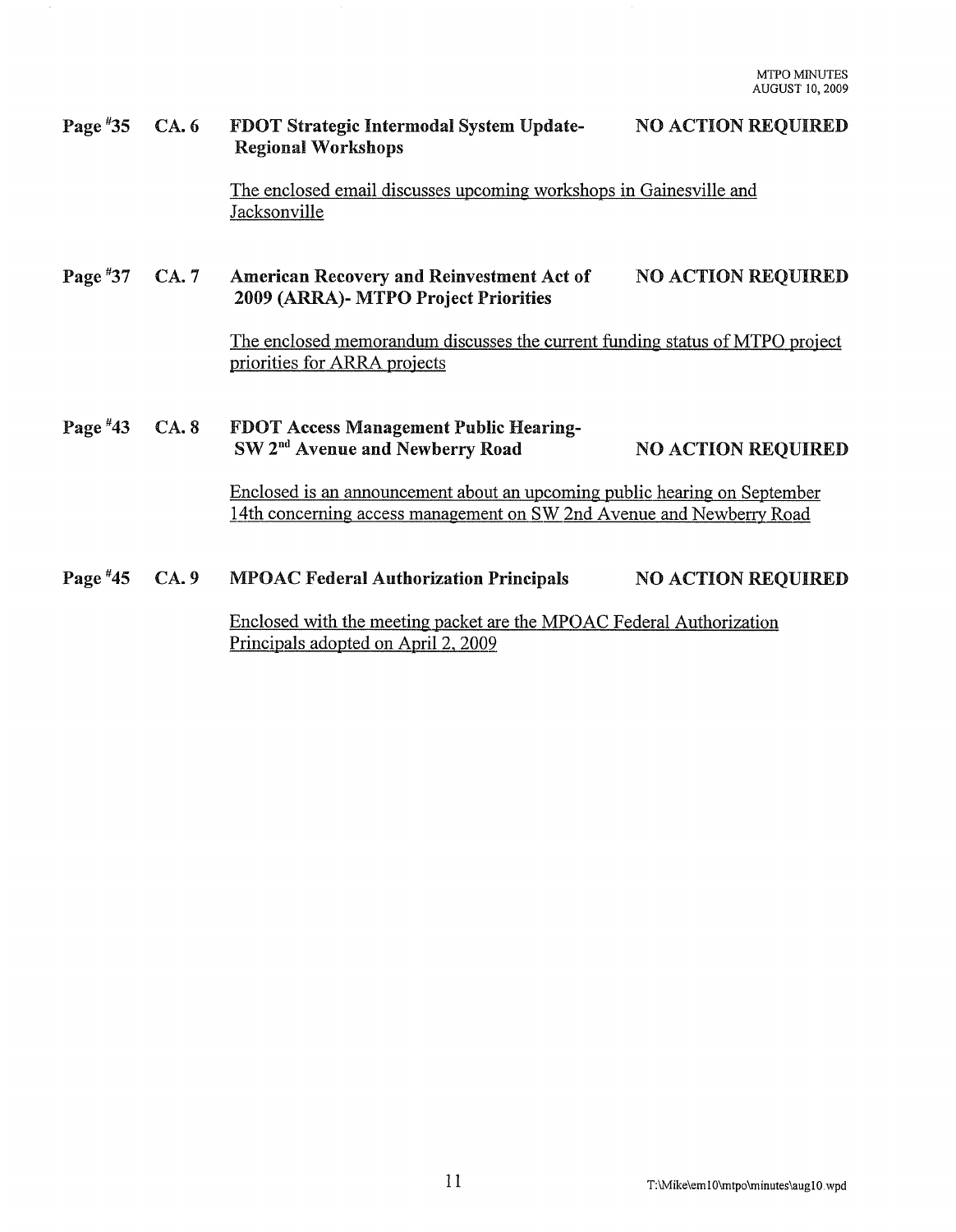**Page #35 CA. 6 FDOT Strategic Intermodal System Update- Regional Workshops NO ACTION REQUIRED**

The enclosed email discusses upcoming workshops in Gainesville and Jacksonville

**Page #37 CA. 7 American Recovery and Reinvestment Act of 2009 (ARRA)- MTPO Project Priorities NO ACTION REQUIRED**

The enclosed memorandum discusses the current funding status of MTPO project priorities for ARRA projects

**Page #43 CA. 8 FDOT Access Management Public Hearing- SW 2nd Avenue and Newberry Road NO ACTION REQUIRED**

Enclosed is an announcement about an upcoming public hearing on September 14th concerning access management on SW 2nd Avenue and Newberry Road

**Page #45 CA. 9 MPOAC Federal Authorization Principals NO ACTION REQUIRED**

Enclosed with the meeting packet are the MPOAC Federal Authorization Principals adopted on April 2, 2009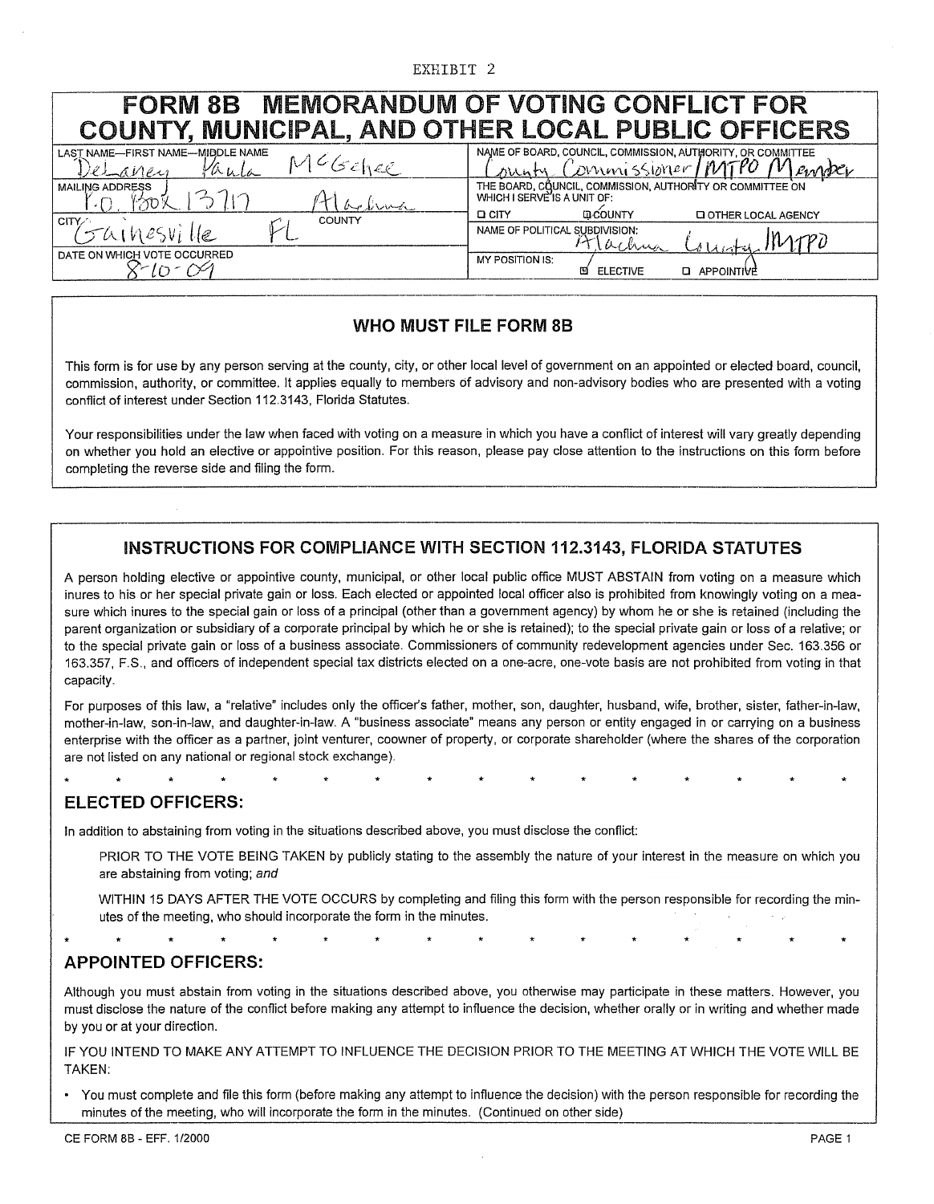EXHIBIT 2

# FORM 8B MEMORANDUM OF VOTING CONFLICT FOR COUNTY, MUNICIPAL, AND OTHER LOCAL PUBLIC OFFICERS

| | |
|---|---|
| LAST NAME—FIRST NAME—MIDDLE NAME: DeLaney Paula McGehee | NAME OF BOARD, COUNCIL, COMMISSION, AUTHORITY, OR COMMITTEE: County Commissioner / MTPO Member |
| MAILING ADDRESS: P.O. Box 13717 | THE BOARD, COUNCIL, COMMISSION, AUTHORITY OR COMMITTEE ON WHICH I SERVE IS A UNIT OF: ☐ CITY ☑ COUNTY ☐ OTHER LOCAL AGENCY |
| CITY: Gainesville FL — COUNTY: Alachua | NAME OF POLITICAL SUBDIVISION: Alachua County / MTPO |
| DATE ON WHICH VOTE OCCURRED: 8-10-09 | MY POSITION IS: ☑ ELECTIVE ☐ APPOINTIVE |

## WHO MUST FILE FORM 8B

This form is for use by any person serving at the county, city, or other local level of government on an appointed or elected board, council, commission, authority, or committee. It applies equally to members of advisory and non-advisory bodies who are presented with a voting conflict of interest under Section 112.3143, Florida Statutes.

Your responsibilities under the law when faced with voting on a measure in which you have a conflict of interest will vary greatly depending on whether you hold an elective or appointive position. For this reason, please pay close attention to the instructions on this form before completing the reverse side and filing the form.

## INSTRUCTIONS FOR COMPLIANCE WITH SECTION 112.3143, FLORIDA STATUTES

A person holding elective or appointive county, municipal, or other local public office MUST ABSTAIN from voting on a measure which inures to his or her special private gain or loss. Each elected or appointed local officer also is prohibited from knowingly voting on a measure which inures to the special gain or loss of a principal (other than a government agency) by whom he or she is retained (including the parent organization or subsidiary of a corporate principal by which he or she is retained); to the special private gain or loss of a relative; or to the special private gain or loss of a business associate. Commissioners of community redevelopment agencies under Sec. 163.356 or 163.357, F.S., and officers of independent special tax districts elected on a one-acre, one-vote basis are not prohibited from voting in that capacity.

For purposes of this law, a "relative" includes only the officer's father, mother, son, daughter, husband, wife, brother, sister, father-in-law, mother-in-law, son-in-law, and daughter-in-law. A "business associate" means any person or entity engaged in or carrying on a business enterprise with the officer as a partner, joint venturer, coowner of property, or corporate shareholder (where the shares of the corporation are not listed on any national or regional stock exchange).

\* \* \* \* \* \* \* \* \* \* \* \* \* \* \* \*

### ELECTED OFFICERS:

In addition to abstaining from voting in the situations described above, you must disclose the conflict:

PRIOR TO THE VOTE BEING TAKEN by publicly stating to the assembly the nature of your interest in the measure on which you are abstaining from voting; *and*

WITHIN 15 DAYS AFTER THE VOTE OCCURS by completing and filing this form with the person responsible for recording the minutes of the meeting, who should incorporate the form in the minutes.

\* \* \* \* \* \* \* \* \* \* \* \* \* \* \* \*

### APPOINTED OFFICERS:

Although you must abstain from voting in the situations described above, you otherwise may participate in these matters. However, you must disclose the nature of the conflict before making any attempt to influence the decision, whether orally or in writing and whether made by you or at your direction.

IF YOU INTEND TO MAKE ANY ATTEMPT TO INFLUENCE THE DECISION PRIOR TO THE MEETING AT WHICH THE VOTE WILL BE TAKEN:

- You must complete and file this form (before making any attempt to influence the decision) with the person responsible for recording the minutes of the meeting, who will incorporate the form in the minutes. (Continued on other side)

CE FORM 8B - EFF. 1/2000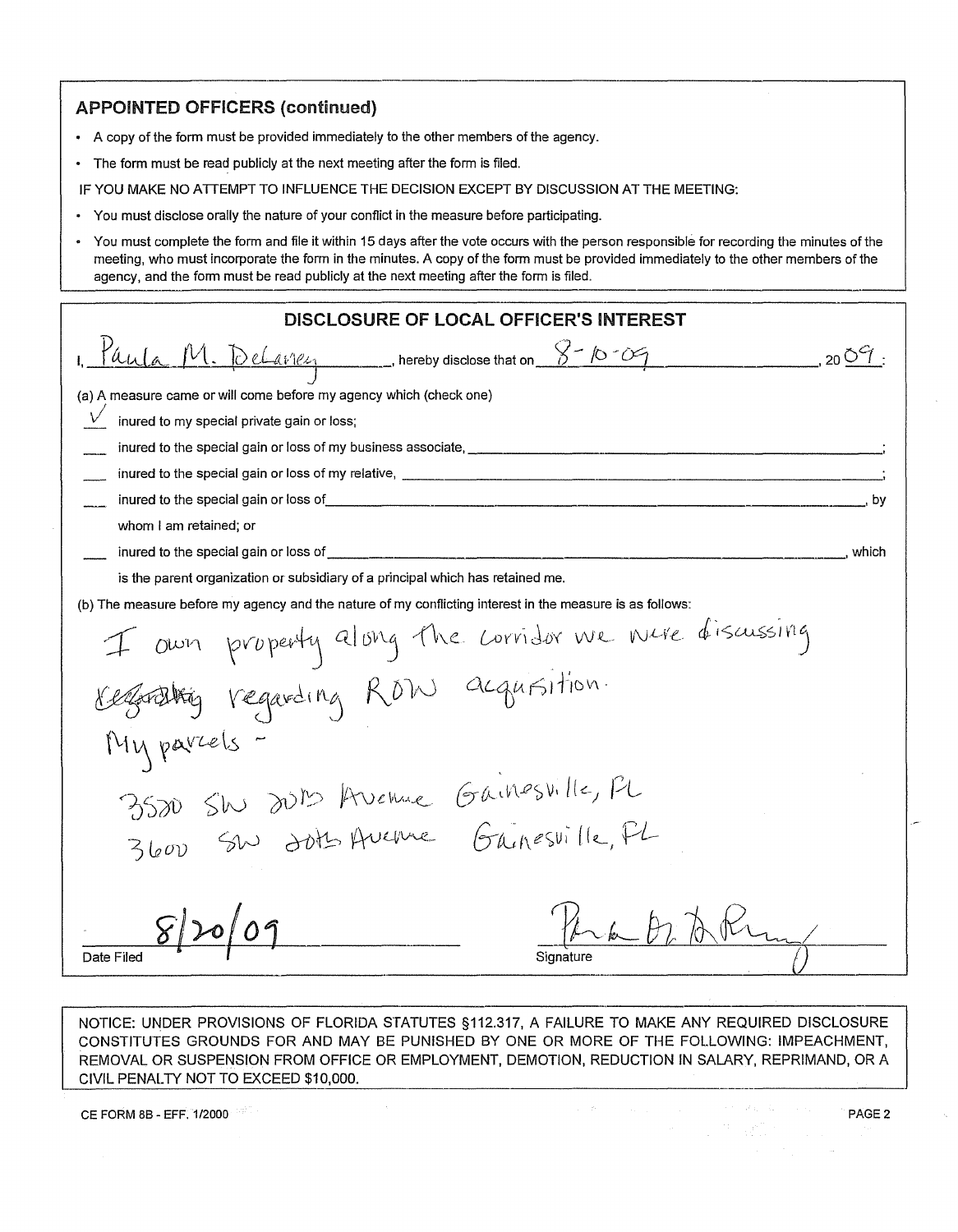## APPOINTED OFFICERS (continued)

- A copy of the form must be provided immediately to the other members of the agency.
- The form must be read publicly at the next meeting after the form is filed.

IF YOU MAKE NO ATTEMPT TO INFLUENCE THE DECISION EXCEPT BY DISCUSSION AT THE MEETING:

- You must disclose orally the nature of your conflict in the measure before participating.
- You must complete the form and file it within 15 days after the vote occurs with the person responsible for recording the minutes of the meeting, who must incorporate the form in the minutes. A copy of the form must be provided immediately to the other members of the agency, and the form must be read publicly at the next meeting after the form is filed.

## DISCLOSURE OF LOCAL OFFICER'S INTEREST

I, Paula M. DeLaney, hereby disclose that on 8-10-09, 20 09:

(a) A measure came or will come before my agency which (check one)

✓ inured to my special private gain or loss;

___ inured to the special gain or loss of my business associate, ______;

___ inured to the special gain or loss of my relative, ______;

___ inured to the special gain or loss of ______, by whom I am retained; or

___ inured to the special gain or loss of ______, which is the parent organization or subsidiary of a principal which has retained me.

(b) The measure before my agency and the nature of my conflicting interest in the measure is as follows:

I own property along the corridor we were discussing ~~regarding~~ regarding ROW acquisition.
My parcels –

3520 SW 20th Avenue Gainesville, FL
3600 SW 20th Avenue Gainesville, FL

8/20/09 — Date Filed

[Signature] — Signature

NOTICE: UNDER PROVISIONS OF FLORIDA STATUTES §112.317, A FAILURE TO MAKE ANY REQUIRED DISCLOSURE CONSTITUTES GROUNDS FOR AND MAY BE PUNISHED BY ONE OR MORE OF THE FOLLOWING: IMPEACHMENT, REMOVAL OR SUSPENSION FROM OFFICE OR EMPLOYMENT, DEMOTION, REDUCTION IN SALARY, REPRIMAND, OR A CIVIL PENALTY NOT TO EXCEED $10,000.

CE FORM 8B - EFF. 1/2000